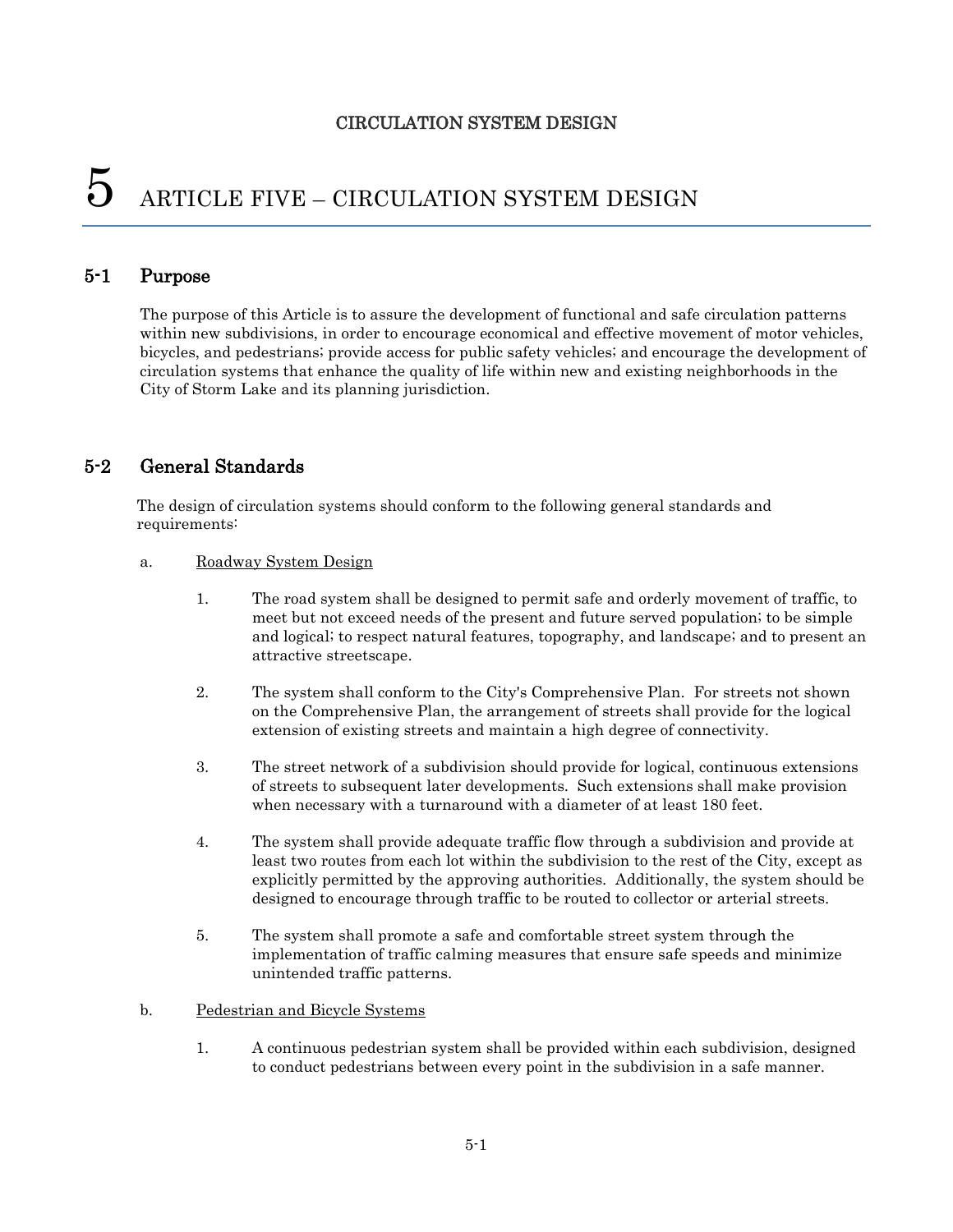# 5 ARTICLE FIVE – CIRCULATION SYSTEM DESIGN

## 5-1 Purpose

The purpose of this Article is to assure the development of functional and safe circulation patterns within new subdivisions, in order to encourage economical and effective movement of motor vehicles, bicycles, and pedestrians; provide access for public safety vehicles; and encourage the development of circulation systems that enhance the quality of life within new and existing neighborhoods in the City of Storm Lake and its planning jurisdiction.

## 5-2 General Standards

The design of circulation systems should conform to the following general standards and requirements:

a. <u>Roadway System Design</u>

1. The road system shall be designed to permit safe and orderly movement of traffic, to meet but not exceed needs of the present and future served population; to be simple and logical; to respect natural features, topography, and landscape; and to present an attractive streetscape.

2. The system shall conform to the City's Comprehensive Plan. For streets not shown on the Comprehensive Plan, the arrangement of streets shall provide for the logical extension of existing streets and maintain a high degree of connectivity.

3. The street network of a subdivision should provide for logical, continuous extensions of streets to subsequent later developments. Such extensions shall make provision when necessary with a turnaround with a diameter of at least 180 feet.

4. The system shall provide adequate traffic flow through a subdivision and provide at least two routes from each lot within the subdivision to the rest of the City, except as explicitly permitted by the approving authorities. Additionally, the system should be designed to encourage through traffic to be routed to collector or arterial streets.

5. The system shall promote a safe and comfortable street system through the implementation of traffic calming measures that ensure safe speeds and minimize unintended traffic patterns.

b. <u>Pedestrian and Bicycle Systems</u>

1. A continuous pedestrian system shall be provided within each subdivision, designed to conduct pedestrians between every point in the subdivision in a safe manner.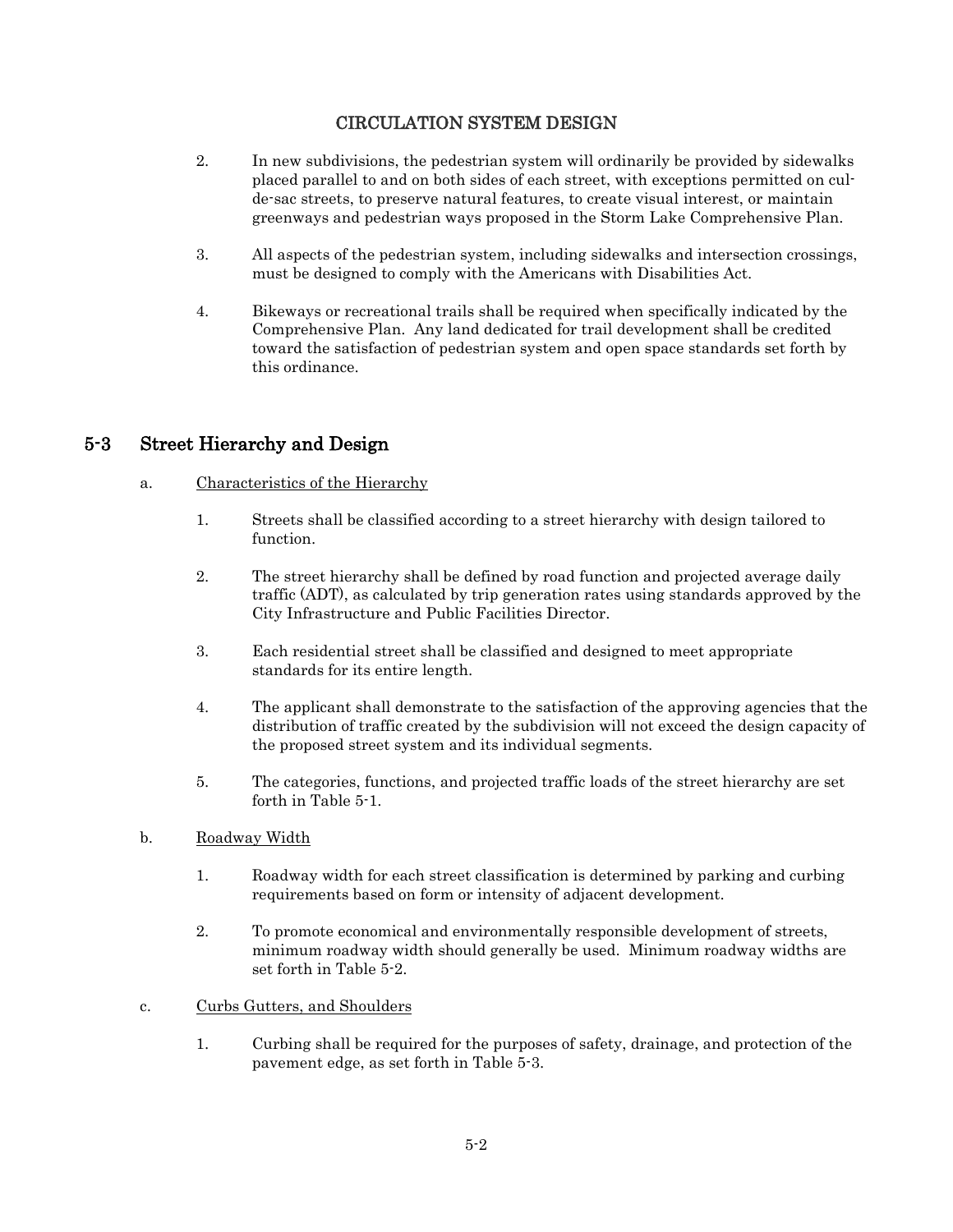# CIRCULATION SYSTEM DESIGN

2. In new subdivisions, the pedestrian system will ordinarily be provided by sidewalks placed parallel to and on both sides of each street, with exceptions permitted on cul-de-sac streets, to preserve natural features, to create visual interest, or maintain greenways and pedestrian ways proposed in the Storm Lake Comprehensive Plan.

3. All aspects of the pedestrian system, including sidewalks and intersection crossings, must be designed to comply with the Americans with Disabilities Act.

4. Bikeways or recreational trails shall be required when specifically indicated by the Comprehensive Plan. Any land dedicated for trail development shall be credited toward the satisfaction of pedestrian system and open space standards set forth by this ordinance.

## 5-3 Street Hierarchy and Design

a. Characteristics of the Hierarchy

1. Streets shall be classified according to a street hierarchy with design tailored to function.

2. The street hierarchy shall be defined by road function and projected average daily traffic (ADT), as calculated by trip generation rates using standards approved by the City Infrastructure and Public Facilities Director.

3. Each residential street shall be classified and designed to meet appropriate standards for its entire length.

4. The applicant shall demonstrate to the satisfaction of the approving agencies that the distribution of traffic created by the subdivision will not exceed the design capacity of the proposed street system and its individual segments.

5. The categories, functions, and projected traffic loads of the street hierarchy are set forth in Table 5-1.

b. Roadway Width

1. Roadway width for each street classification is determined by parking and curbing requirements based on form or intensity of adjacent development.

2. To promote economical and environmentally responsible development of streets, minimum roadway width should generally be used. Minimum roadway widths are set forth in Table 5-2.

c. Curbs Gutters, and Shoulders

1. Curbing shall be required for the purposes of safety, drainage, and protection of the pavement edge, as set forth in Table 5-3.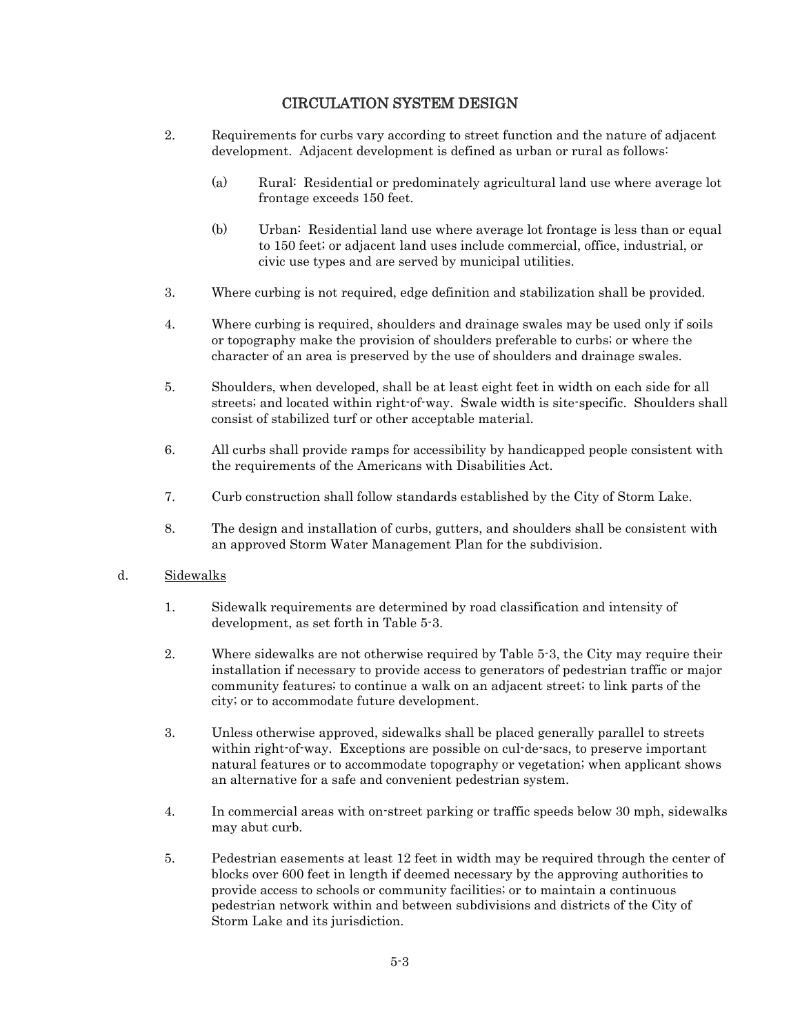# CIRCULATION SYSTEM DESIGN

2. Requirements for curbs vary according to street function and the nature of adjacent development. Adjacent development is defined as urban or rural as follows:

   (a) Rural: Residential or predominately agricultural land use where average lot frontage exceeds 150 feet.

   (b) Urban: Residential land use where average lot frontage is less than or equal to 150 feet; or adjacent land uses include commercial, office, industrial, or civic use types and are served by municipal utilities.

3. Where curbing is not required, edge definition and stabilization shall be provided.

4. Where curbing is required, shoulders and drainage swales may be used only if soils or topography make the provision of shoulders preferable to curbs; or where the character of an area is preserved by the use of shoulders and drainage swales.

5. Shoulders, when developed, shall be at least eight feet in width on each side for all streets; and located within right-of-way. Swale width is site-specific. Shoulders shall consist of stabilized turf or other acceptable material.

6. All curbs shall provide ramps for accessibility by handicapped people consistent with the requirements of the Americans with Disabilities Act.

7. Curb construction shall follow standards established by the City of Storm Lake.

8. The design and installation of curbs, gutters, and shoulders shall be consistent with an approved Storm Water Management Plan for the subdivision.

d. <u>Sidewalks</u>

1. Sidewalk requirements are determined by road classification and intensity of development, as set forth in Table 5-3.

2. Where sidewalks are not otherwise required by Table 5-3, the City may require their installation if necessary to provide access to generators of pedestrian traffic or major community features; to continue a walk on an adjacent street; to link parts of the city; or to accommodate future development.

3. Unless otherwise approved, sidewalks shall be placed generally parallel to streets within right-of-way. Exceptions are possible on cul-de-sacs, to preserve important natural features or to accommodate topography or vegetation; when applicant shows an alternative for a safe and convenient pedestrian system.

4. In commercial areas with on-street parking or traffic speeds below 30 mph, sidewalks may abut curb.

5. Pedestrian easements at least 12 feet in width may be required through the center of blocks over 600 feet in length if deemed necessary by the approving authorities to provide access to schools or community facilities; or to maintain a continuous pedestrian network within and between subdivisions and districts of the City of Storm Lake and its jurisdiction.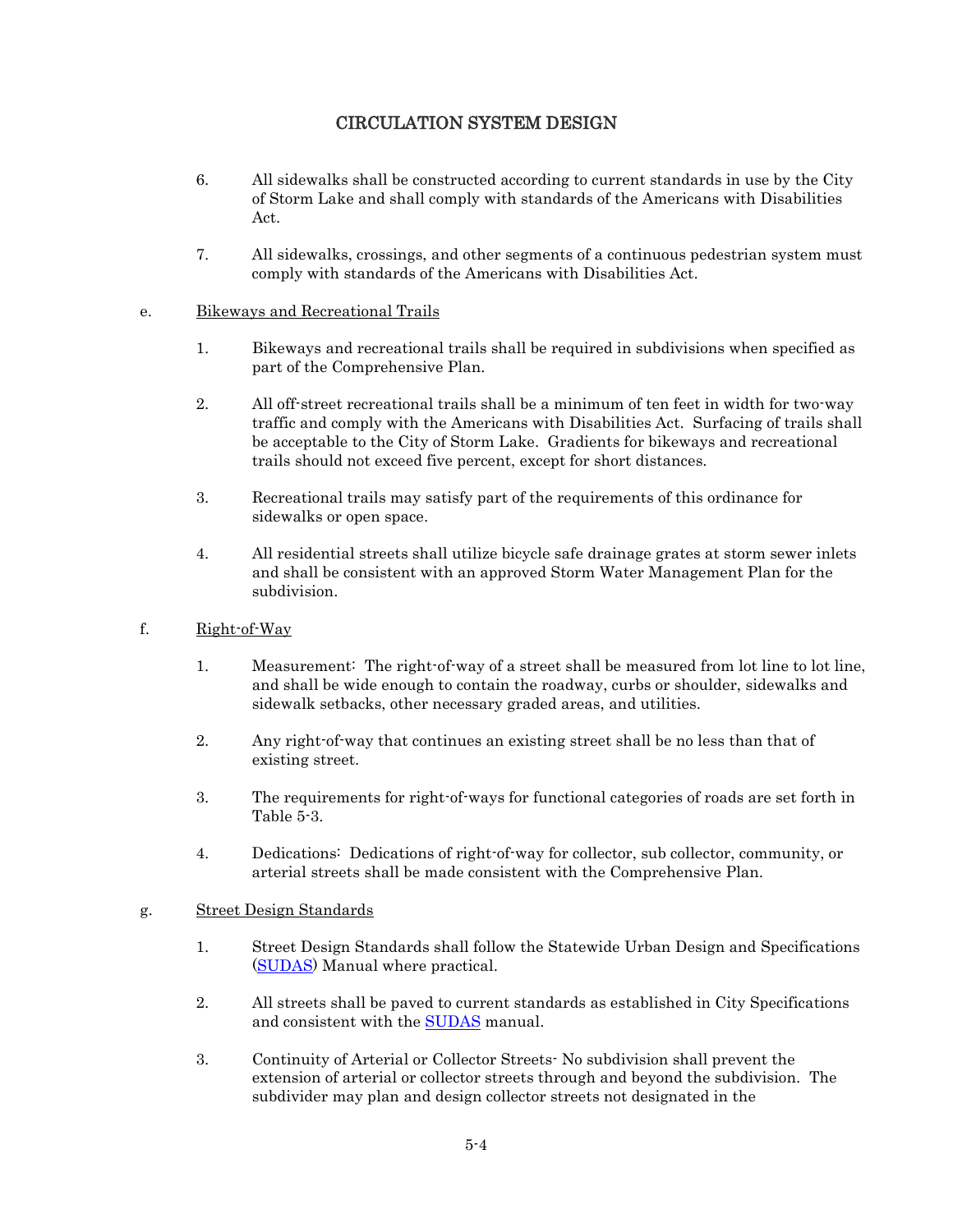# CIRCULATION SYSTEM DESIGN

6. All sidewalks shall be constructed according to current standards in use by the City of Storm Lake and shall comply with standards of the Americans with Disabilities Act.

7. All sidewalks, crossings, and other segments of a continuous pedestrian system must comply with standards of the Americans with Disabilities Act.

e. Bikeways and Recreational Trails

1. Bikeways and recreational trails shall be required in subdivisions when specified as part of the Comprehensive Plan.

2. All off-street recreational trails shall be a minimum of ten feet in width for two-way traffic and comply with the Americans with Disabilities Act. Surfacing of trails shall be acceptable to the City of Storm Lake. Gradients for bikeways and recreational trails should not exceed five percent, except for short distances.

3. Recreational trails may satisfy part of the requirements of this ordinance for sidewalks or open space.

4. All residential streets shall utilize bicycle safe drainage grates at storm sewer inlets and shall be consistent with an approved Storm Water Management Plan for the subdivision.

f. Right-of-Way

1. Measurement: The right-of-way of a street shall be measured from lot line to lot line, and shall be wide enough to contain the roadway, curbs or shoulder, sidewalks and sidewalk setbacks, other necessary graded areas, and utilities.

2. Any right-of-way that continues an existing street shall be no less than that of existing street.

3. The requirements for right-of-ways for functional categories of roads are set forth in Table 5-3.

4. Dedications: Dedications of right-of-way for collector, sub collector, community, or arterial streets shall be made consistent with the Comprehensive Plan.

g. Street Design Standards

1. Street Design Standards shall follow the Statewide Urban Design and Specifications (SUDAS) Manual where practical.

2. All streets shall be paved to current standards as established in City Specifications and consistent with the SUDAS manual.

3. Continuity of Arterial or Collector Streets- No subdivision shall prevent the extension of arterial or collector streets through and beyond the subdivision. The subdivider may plan and design collector streets not designated in the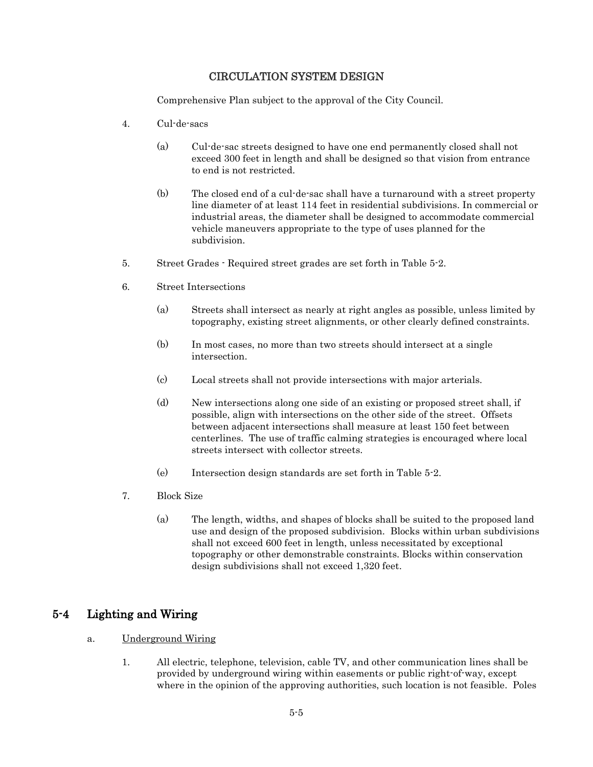Comprehensive Plan subject to the approval of the City Council.

4. Cul-de-sacs

   (a) Cul-de-sac streets designed to have one end permanently closed shall not exceed 300 feet in length and shall be designed so that vision from entrance to end is not restricted.

   (b) The closed end of a cul-de-sac shall have a turnaround with a street property line diameter of at least 114 feet in residential subdivisions. In commercial or industrial areas, the diameter shall be designed to accommodate commercial vehicle maneuvers appropriate to the type of uses planned for the subdivision.

5. Street Grades - Required street grades are set forth in Table 5-2.

6. Street Intersections

   (a) Streets shall intersect as nearly at right angles as possible, unless limited by topography, existing street alignments, or other clearly defined constraints.

   (b) In most cases, no more than two streets should intersect at a single intersection.

   (c) Local streets shall not provide intersections with major arterials.

   (d) New intersections along one side of an existing or proposed street shall, if possible, align with intersections on the other side of the street. Offsets between adjacent intersections shall measure at least 150 feet between centerlines. The use of traffic calming strategies is encouraged where local streets intersect with collector streets.

   (e) Intersection design standards are set forth in Table 5-2.

7. Block Size

   (a) The length, widths, and shapes of blocks shall be suited to the proposed land use and design of the proposed subdivision. Blocks within urban subdivisions shall not exceed 600 feet in length, unless necessitated by exceptional topography or other demonstrable constraints. Blocks within conservation design subdivisions shall not exceed 1,320 feet.

## 5-4 Lighting and Wiring

a. <u>Underground Wiring</u>

   1. All electric, telephone, television, cable TV, and other communication lines shall be provided by underground wiring within easements or public right-of-way, except where in the opinion of the approving authorities, such location is not feasible. Poles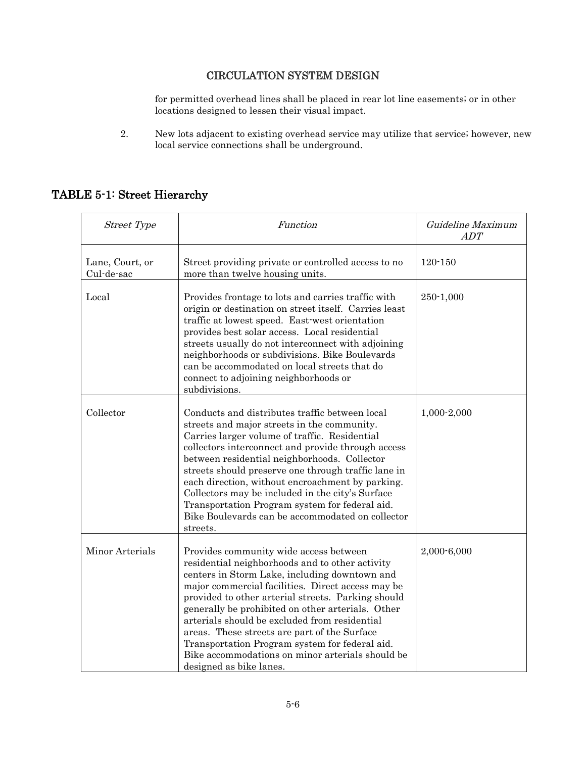for permitted overhead lines shall be placed in rear lot line easements; or in other locations designed to lessen their visual impact.

2. New lots adjacent to existing overhead service may utilize that service; however, new local service connections shall be underground.

## TABLE 5-1: Street Hierarchy

| *Street Type* | *Function* | *Guideline Maximum ADT* |
|---|---|---|
| Lane, Court, or Cul-de-sac | Street providing private or controlled access to no more than twelve housing units. | 120-150 |
| Local | Provides frontage to lots and carries traffic with origin or destination on street itself. Carries least traffic at lowest speed. East-west orientation provides best solar access. Local residential streets usually do not interconnect with adjoining neighborhoods or subdivisions. Bike Boulevards can be accommodated on local streets that do connect to adjoining neighborhoods or subdivisions. | 250-1,000 |
| Collector | Conducts and distributes traffic between local streets and major streets in the community. Carries larger volume of traffic. Residential collectors interconnect and provide through access between residential neighborhoods. Collector streets should preserve one through traffic lane in each direction, without encroachment by parking. Collectors may be included in the city's Surface Transportation Program system for federal aid. Bike Boulevards can be accommodated on collector streets. | 1,000-2,000 |
| Minor Arterials | Provides community wide access between residential neighborhoods and to other activity centers in Storm Lake, including downtown and major commercial facilities. Direct access may be provided to other arterial streets. Parking should generally be prohibited on other arterials. Other arterials should be excluded from residential areas. These streets are part of the Surface Transportation Program system for federal aid. Bike accommodations on minor arterials should be designed as bike lanes. | 2,000-6,000 |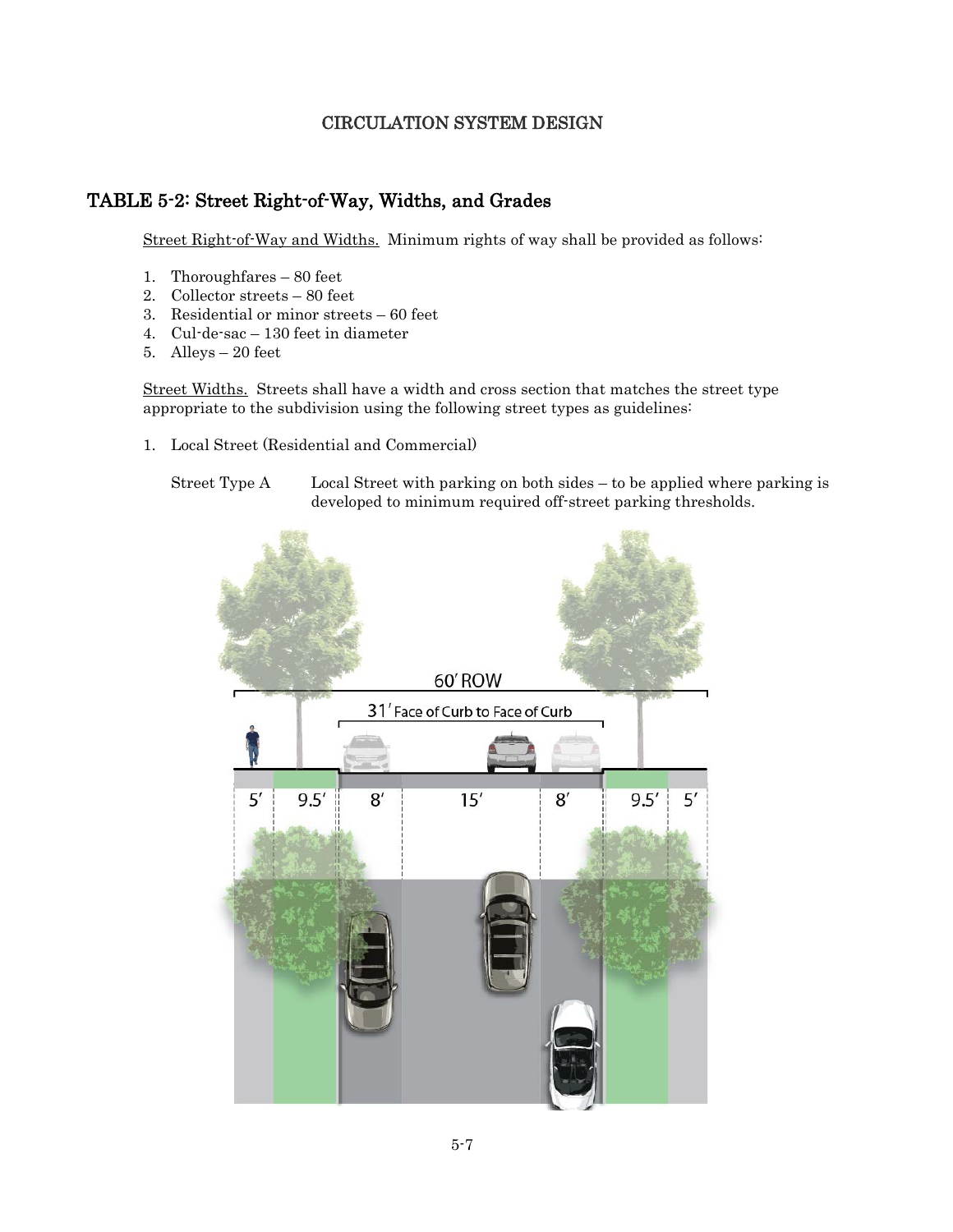## CIRCULATION SYSTEM DESIGN

## TABLE 5-2: Street Right-of-Way, Widths, and Grades

Street Right-of-Way and Widths. Minimum rights of way shall be provided as follows:

1. Thoroughfares – 80 feet
2. Collector streets – 80 feet
3. Residential or minor streets – 60 feet
4. Cul-de-sac – 130 feet in diameter
5. Alleys – 20 feet

Street Widths. Streets shall have a width and cross section that matches the street type appropriate to the subdivision using the following street types as guidelines:

1. Local Street (Residential and Commercial)

   Street Type A — Local Street with parking on both sides – to be applied where parking is developed to minimum required off-street parking thresholds.

60′ ROW

31′ Face of Curb to Face of Curb

| 5′ | 9.5′ | 8′ | 15′ | 8′ | 9.5′ | 5′ |
|---|---|---|---|---|---|---|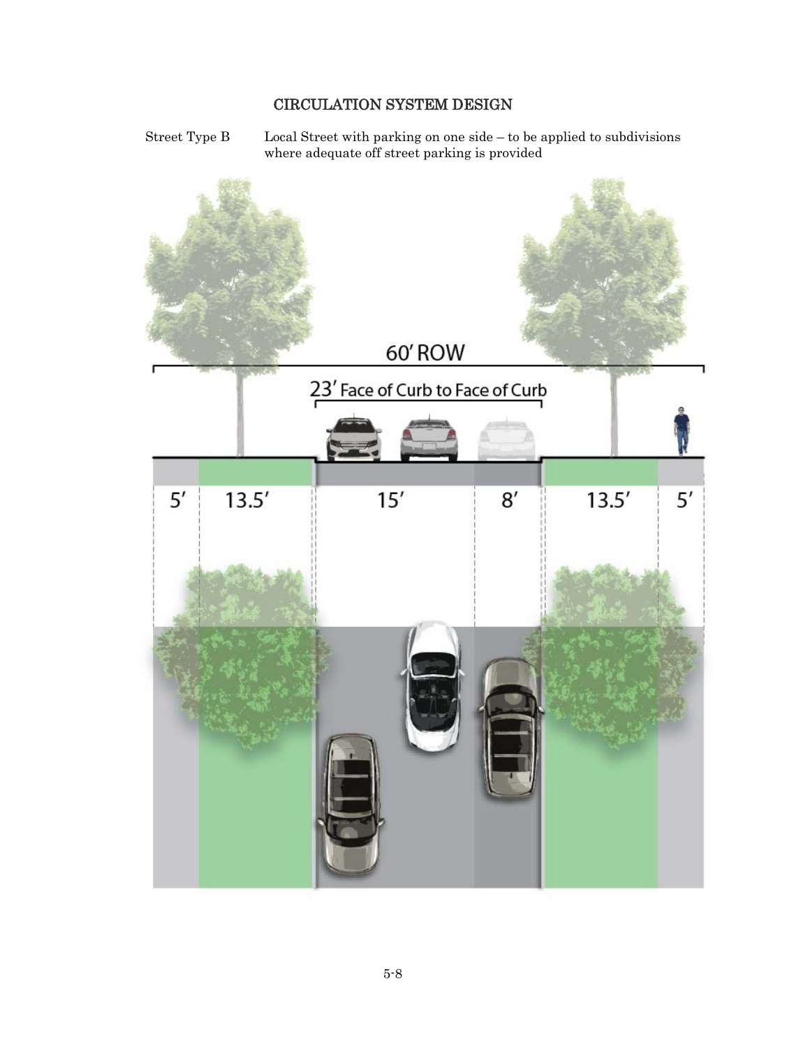# CIRCULATION SYSTEM DESIGN

Street Type B  Local Street with parking on one side – to be applied to subdivisions where adequate off street parking is provided

60′ ROW

23′ Face of Curb to Face of Curb

5′ 13.5′ 15′ 8′ 13.5′ 5′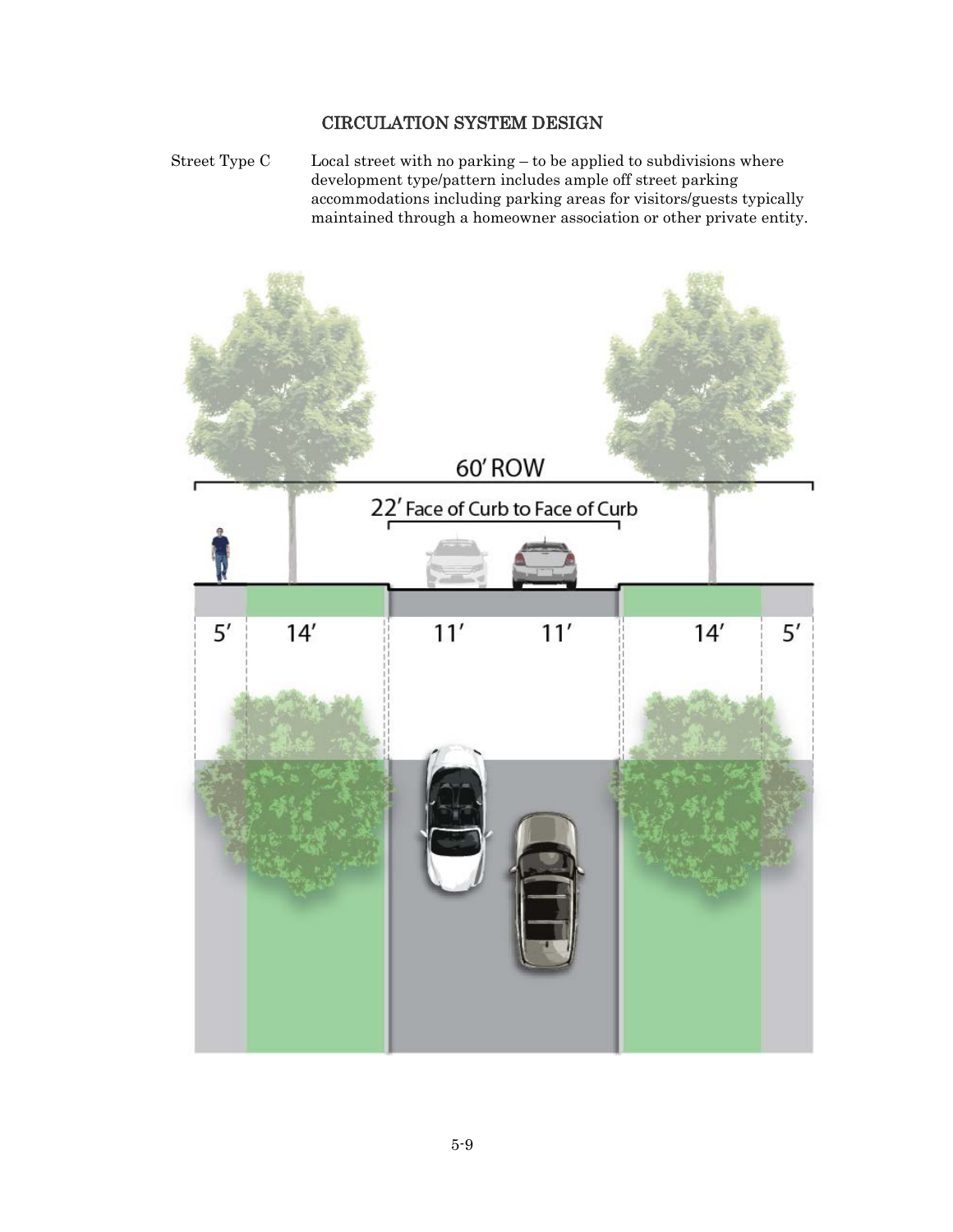# CIRCULATION SYSTEM DESIGN

Street Type C — Local street with no parking – to be applied to subdivisions where development type/pattern includes ample off street parking accommodations including parking areas for visitors/guests typically maintained through a homeowner association or other private entity.

60′ ROW

22′ Face of Curb to Face of Curb

| 5′ | 14′ | 11′ | 11′ | 14′ | 5′ |
|---|---|---|---|---|---|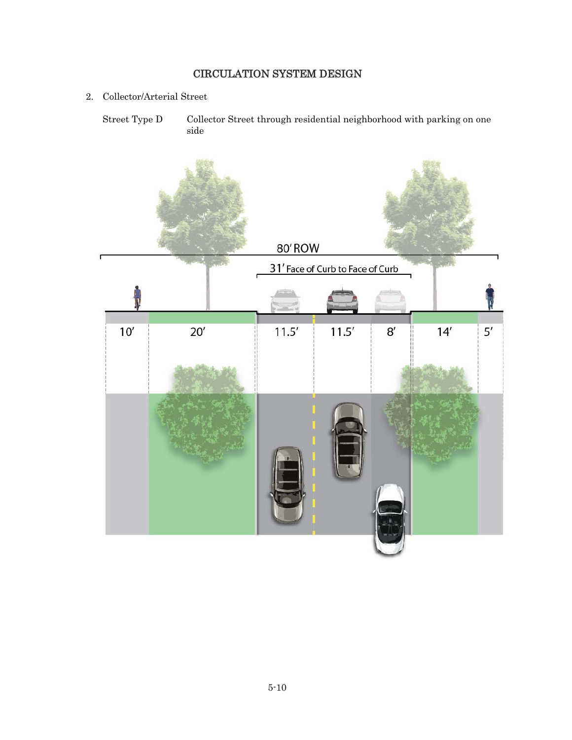# CIRCULATION SYSTEM DESIGN

2. Collector/Arterial Street

Street Type D &nbsp;&nbsp;&nbsp;&nbsp; Collector Street through residential neighborhood with parking on one side

80' ROW

31' Face of Curb to Face of Curb

| 10' | 20' | 11.5' | 11.5' | 8' | 14' | 5' |
|---|---|---|---|---|---|---|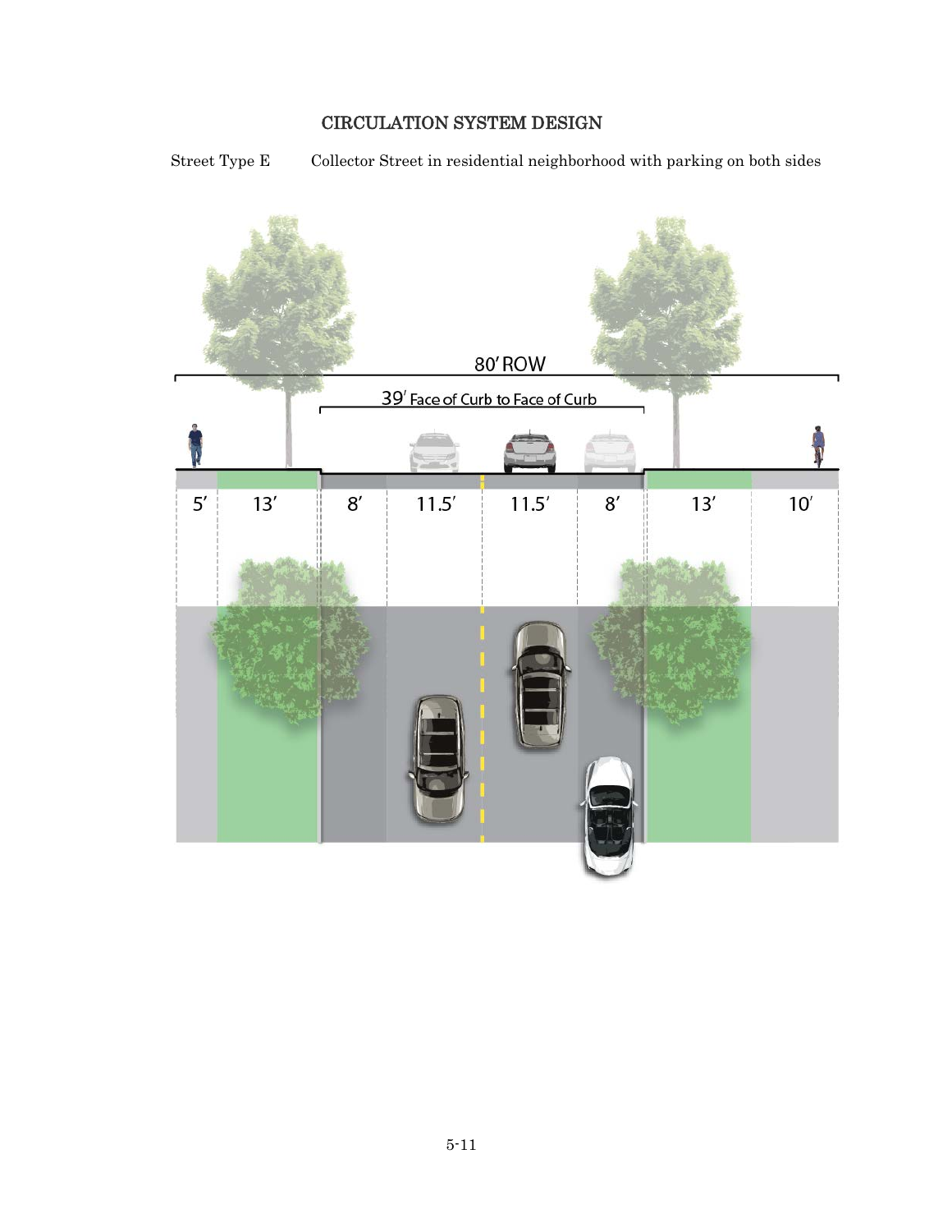# CIRCULATION SYSTEM DESIGN

Street Type E Collector Street in residential neighborhood with parking on both sides

80′ ROW

39′ Face of Curb to Face of Curb

| 5′ | 13′ | 8′ | 11.5′ | 11.5′ | 8′ | 13′ | 10′ |
|---|---|---|---|---|---|---|---|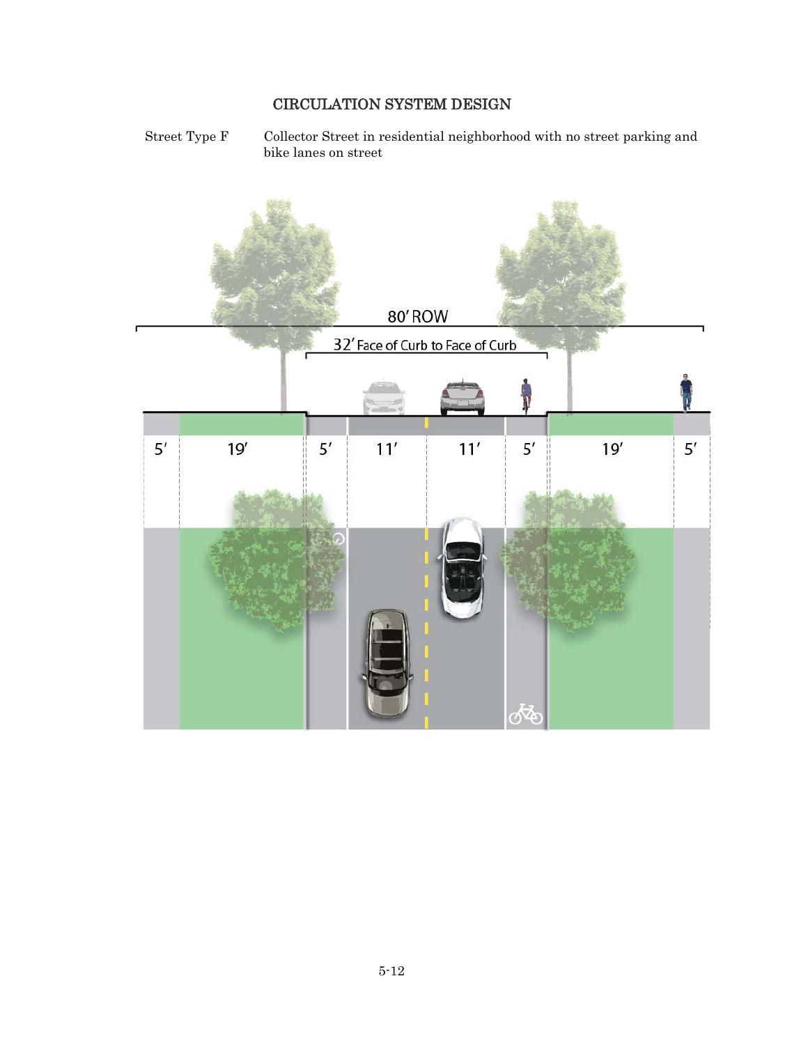# CIRCULATION SYSTEM DESIGN

Street Type F Collector Street in residential neighborhood with no street parking and bike lanes on street

80′ ROW

32′ Face of Curb to Face of Curb

| 5′ | 19′ | 5′ | 11′ | 11′ | 5′ | 19′ | 5′ |
|---|---|---|---|---|---|---|---|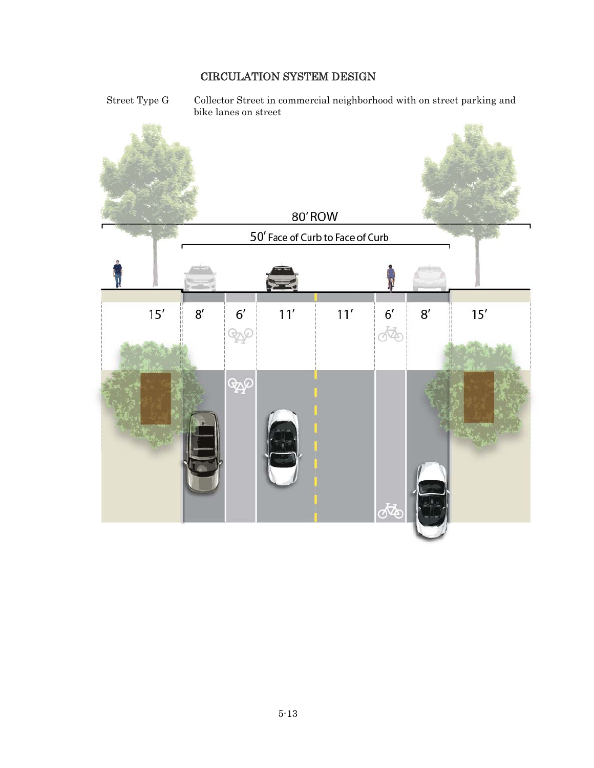# CIRCULATION SYSTEM DESIGN

Street Type G — Collector Street in commercial neighborhood with on street parking and bike lanes on street

80′ ROW

50′ Face of Curb to Face of Curb

| 15′ | 8′ | 6′ | 11′ | 11′ | 6′ | 8′ | 15′ |
|---|---|---|---|---|---|---|---|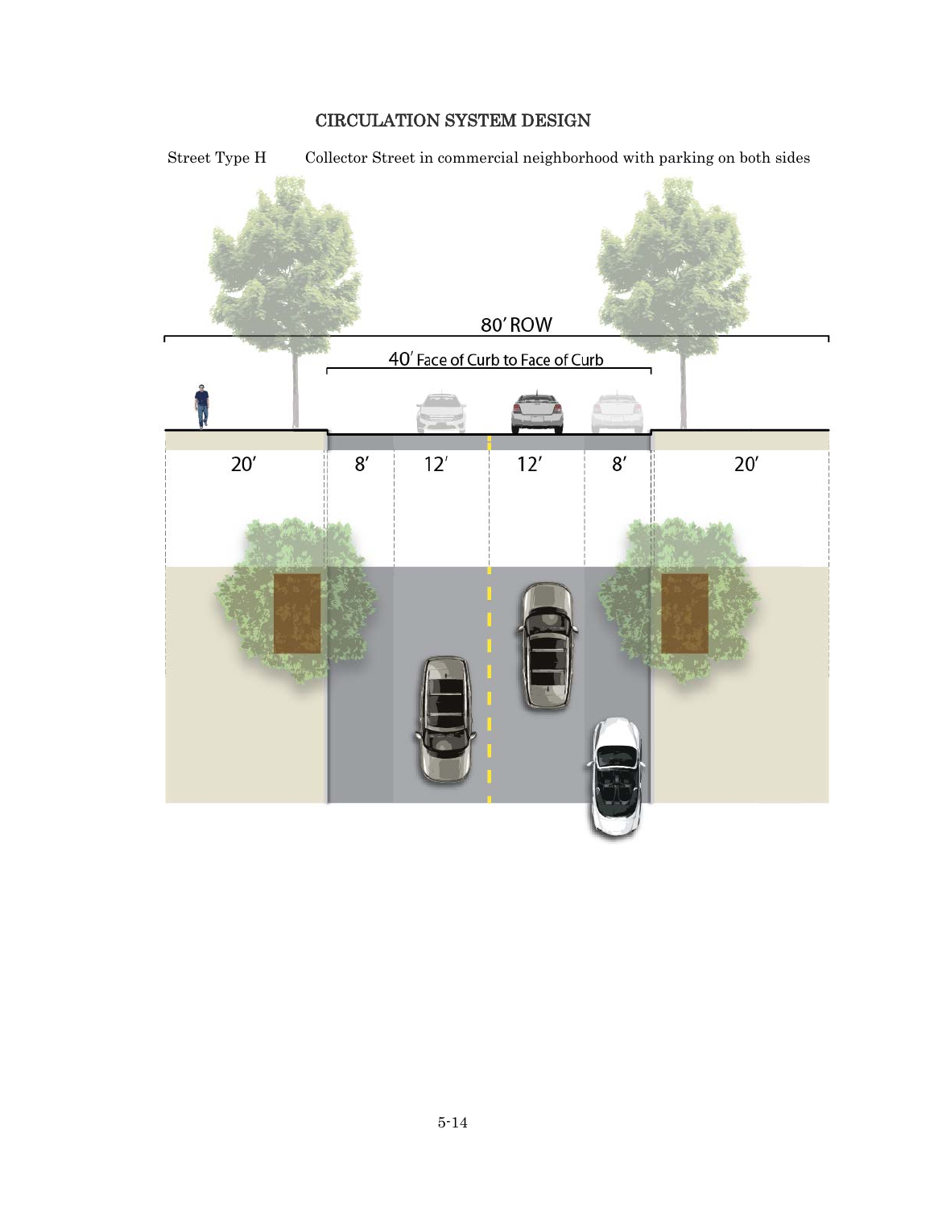# CIRCULATION SYSTEM DESIGN

Street Type H  Collector Street in commercial neighborhood with parking on both sides

80′ ROW

40′ Face of Curb to Face of Curb

20′ | 8′ | 12′ | 12′ | 8′ | 20′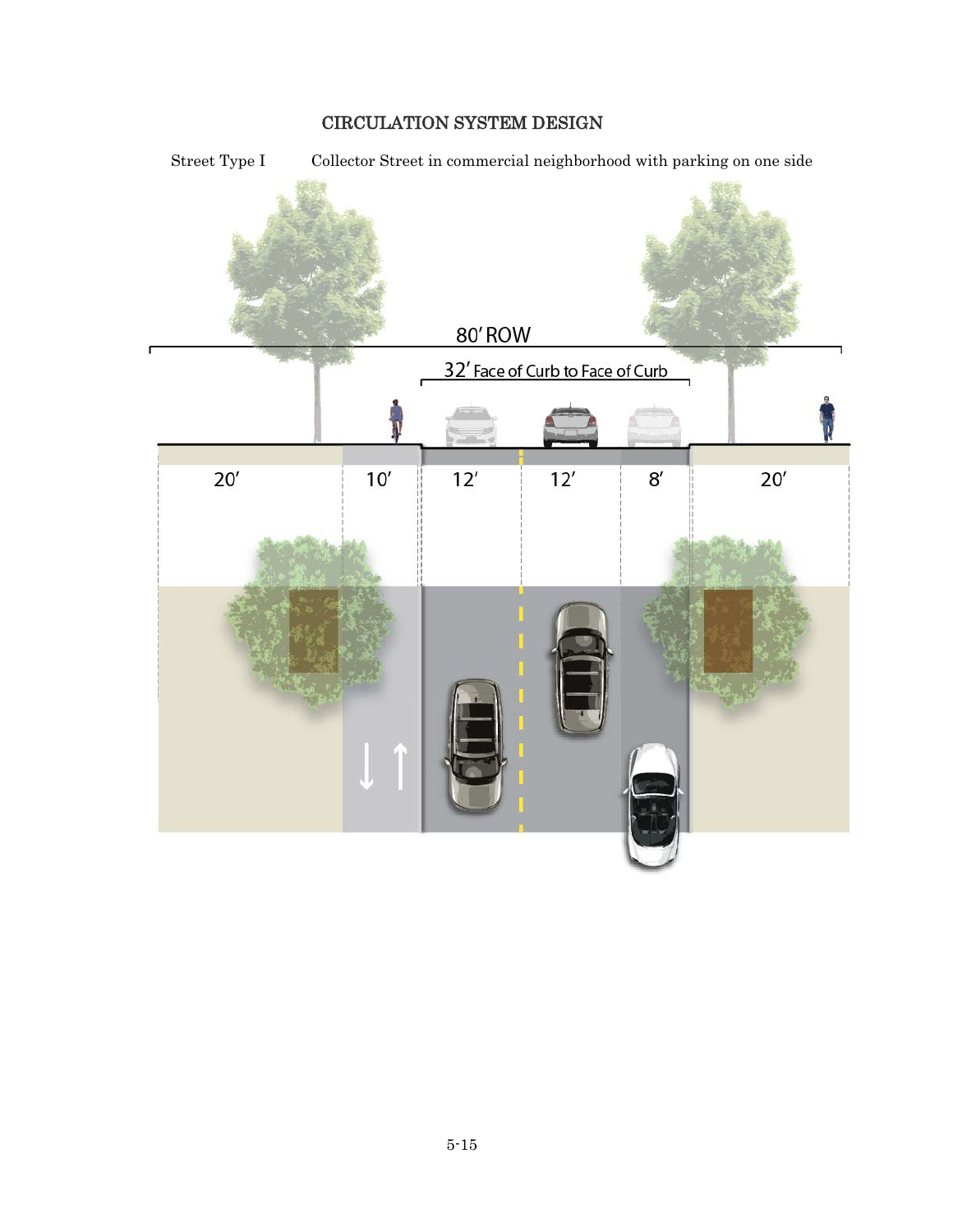# CIRCULATION SYSTEM DESIGN

Street Type I Collector Street in commercial neighborhood with parking on one side

80′ ROW

32′ Face of Curb to Face of Curb

| 20′ | 10′ | 12′ | 12′ | 8′ | 20′ |
|---|---|---|---|---|---|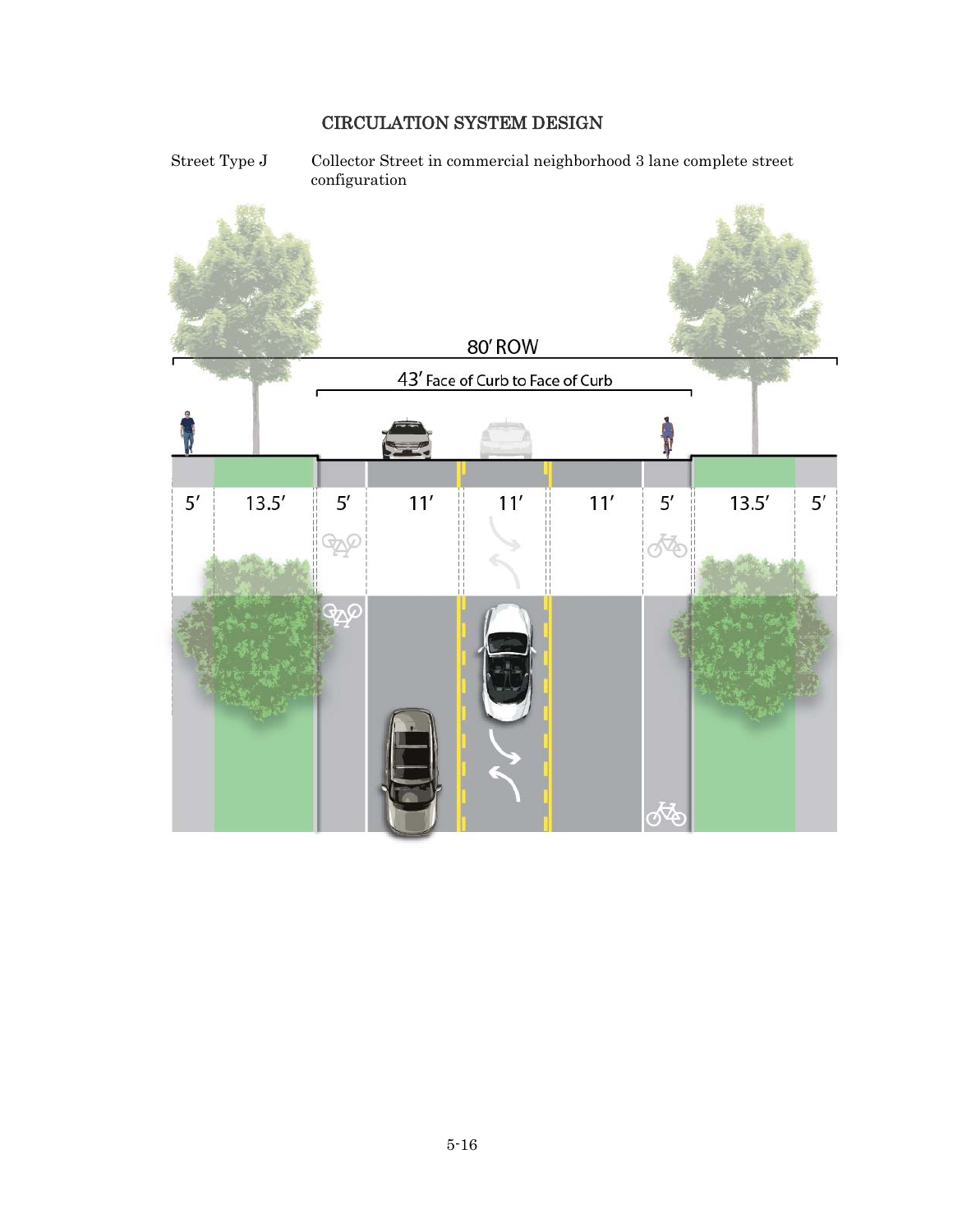# CIRCULATION SYSTEM DESIGN

Street Type J — Collector Street in commercial neighborhood 3 lane complete street configuration

80′ ROW

43′ Face of Curb to Face of Curb

| 5′ | 13.5′ | 5′ | 11′ | 11′ | 11′ | 5′ | 13.5′ | 5′ |
|---|---|---|---|---|---|---|---|---|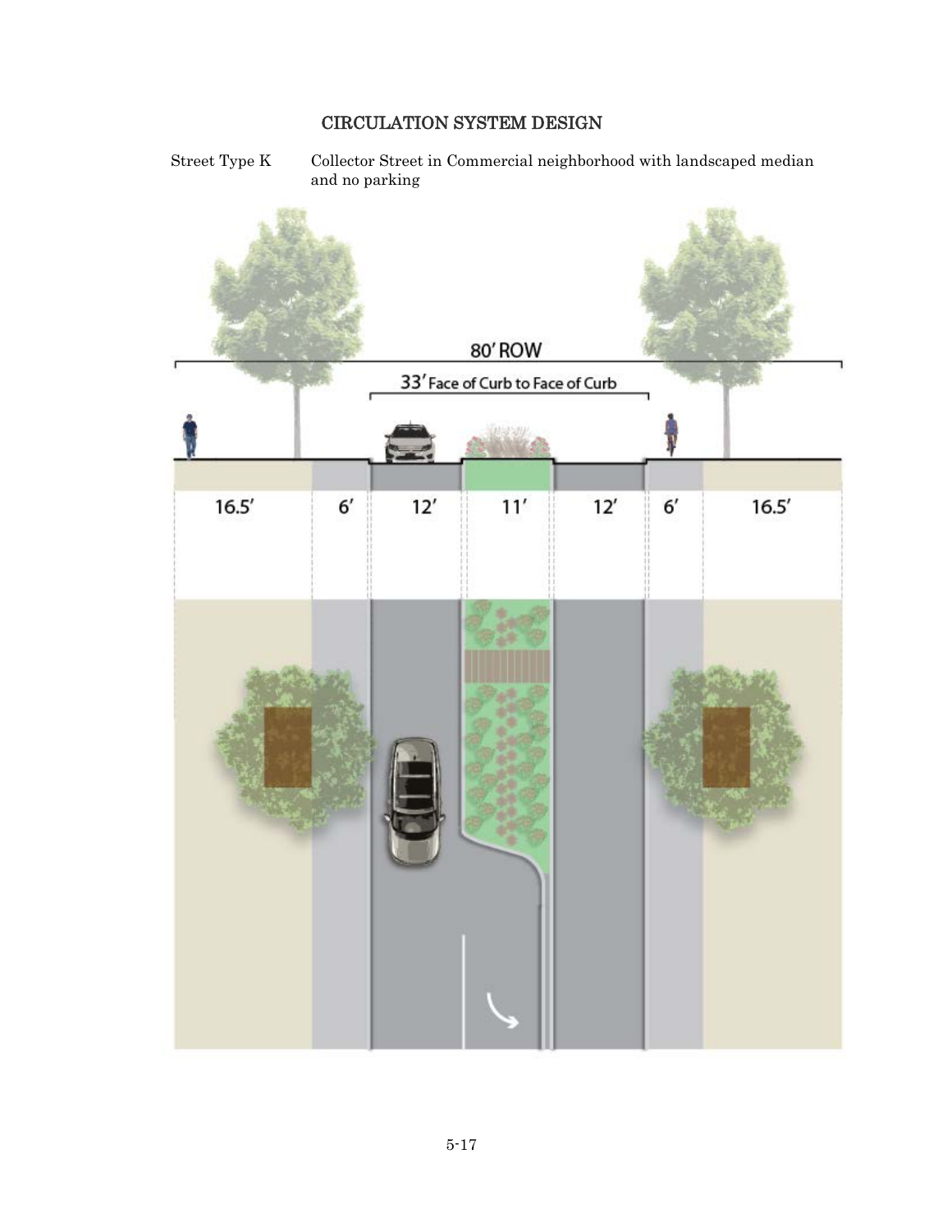# CIRCULATION SYSTEM DESIGN

Street Type K Collector Street in Commercial neighborhood with landscaped median and no parking

80' ROW

33' Face of Curb to Face of Curb

| 16.5' | 6' | 12' | 11' | 12' | 6' | 16.5' |
|---|---|---|---|---|---|---|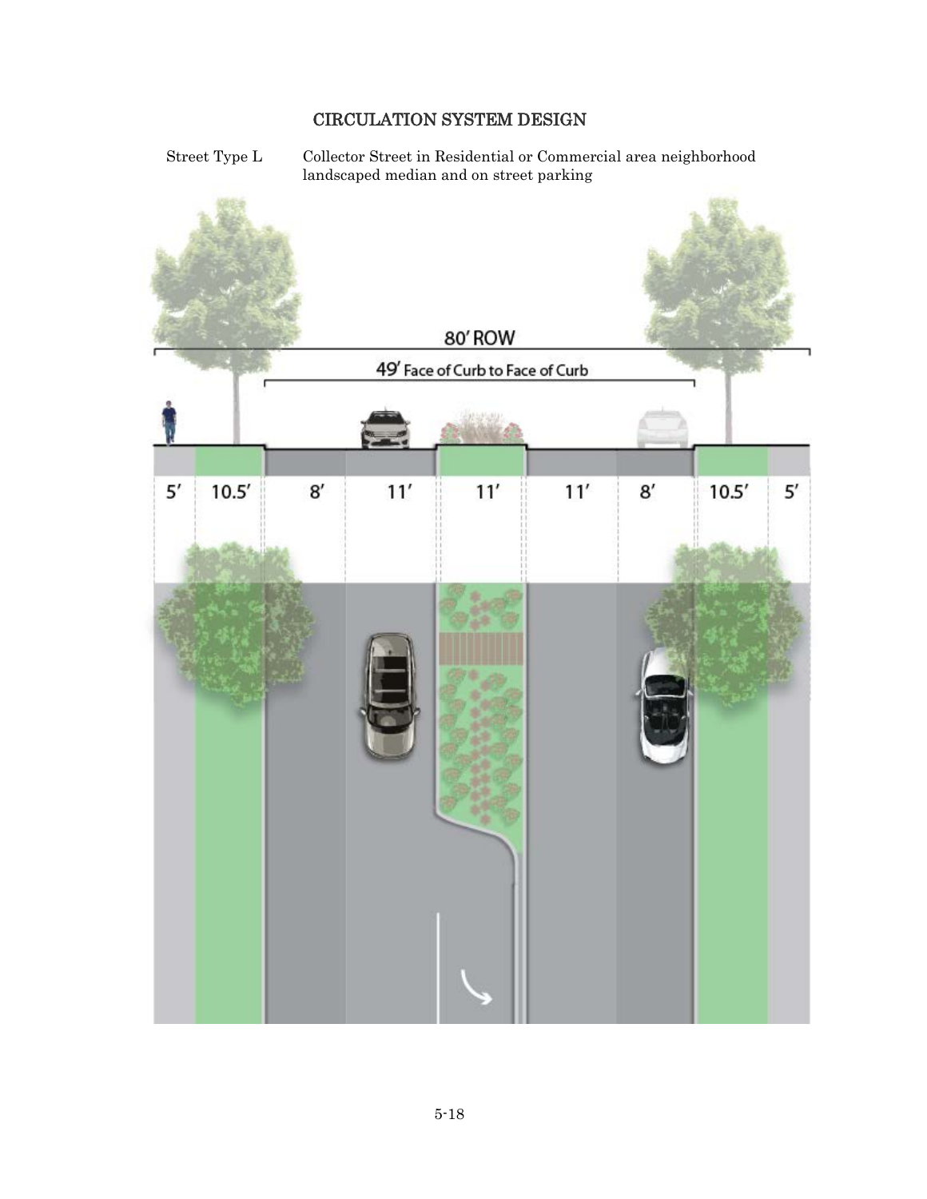# CIRCULATION SYSTEM DESIGN

Street Type L Collector Street in Residential or Commercial area neighborhood landscaped median and on street parking

80' ROW

49' Face of Curb to Face of Curb

| 5' | 10.5' | 8' | 11' | 11' | 11' | 8' | 10.5' | 5' |
|---|---|---|---|---|---|---|---|---|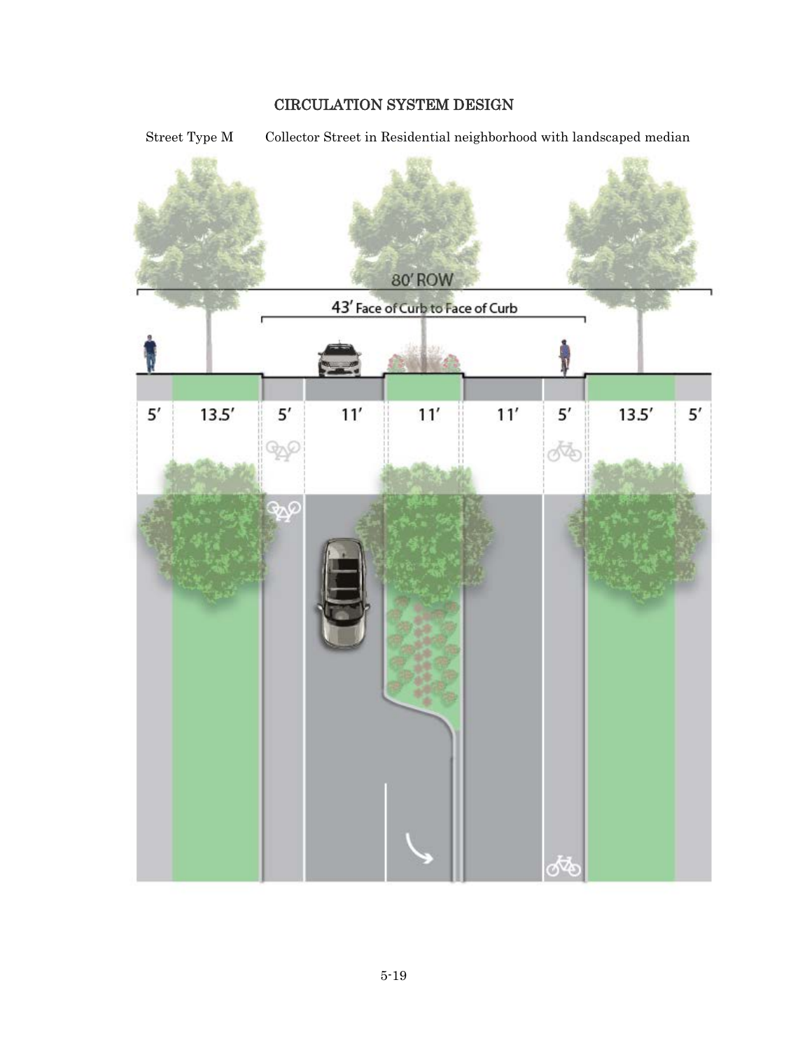# CIRCULATION SYSTEM DESIGN

Street Type M Collector Street in Residential neighborhood with landscaped median

80′ ROW

43′ Face of Curb to Face of Curb

| 5′ | 13.5′ | 5′ | 11′ | 11′ | 11′ | 5′ | 13.5′ | 5′ |
|---|---|---|---|---|---|---|---|---|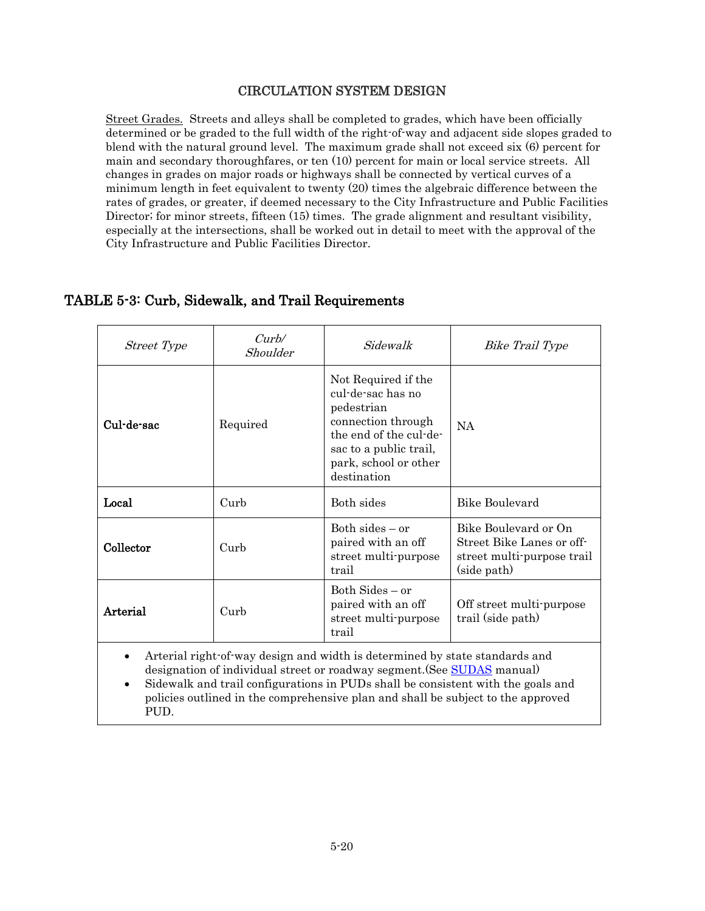## CIRCULATION SYSTEM DESIGN

Street Grades. Streets and alleys shall be completed to grades, which have been officially determined or be graded to the full width of the right-of-way and adjacent side slopes graded to blend with the natural ground level. The maximum grade shall not exceed six (6) percent for main and secondary thoroughfares, or ten (10) percent for main or local service streets. All changes in grades on major roads or highways shall be connected by vertical curves of a minimum length in feet equivalent to twenty (20) times the algebraic difference between the rates of grades, or greater, if deemed necessary to the City Infrastructure and Public Facilities Director; for minor streets, fifteen (15) times. The grade alignment and resultant visibility, especially at the intersections, shall be worked out in detail to meet with the approval of the City Infrastructure and Public Facilities Director.

## TABLE 5-3: Curb, Sidewalk, and Trail Requirements

| *Street Type* | *Curb/ Shoulder* | *Sidewalk* | *Bike Trail Type* |
|---|---|---|---|
| **Cul-de-sac** | Required | Not Required if the cul-de-sac has no pedestrian connection through the end of the cul-de-sac to a public trail, park, school or other destination | NA |
| **Local** | Curb | Both sides | Bike Boulevard |
| **Collector** | Curb | Both sides – or paired with an off street multi-purpose trail | Bike Boulevard or On Street Bike Lanes or off-street multi-purpose trail (side path) |
| **Arterial** | Curb | Both Sides – or paired with an off street multi-purpose trail | Off street multi-purpose trail (side path) |

- Arterial right-of-way design and width is determined by state standards and designation of individual street or roadway segment.(See SUDAS manual)
- Sidewalk and trail configurations in PUDs shall be consistent with the goals and policies outlined in the comprehensive plan and shall be subject to the approved PUD.